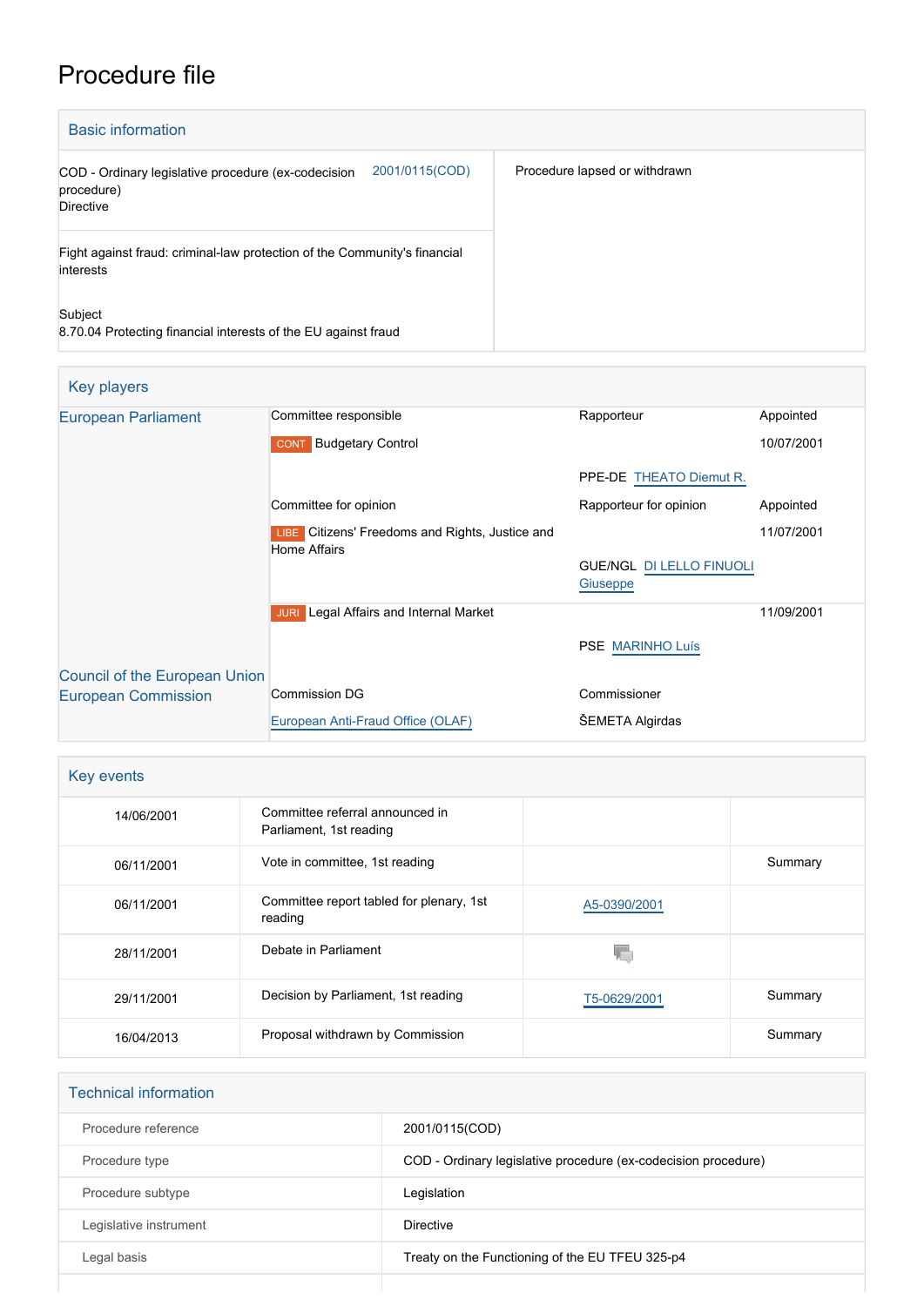# Procedure file

## Basic information

| | |
|---|---|
| COD - Ordinary legislative procedure (ex-codecision procedure) Directive 2001/0115(COD) | Procedure lapsed or withdrawn |
| Fight against fraud: criminal-law protection of the Community's financial interests | |
| Subject 8.70.04 Protecting financial interests of the EU against fraud | |

## Key players

| | | | |
|---|---|---|---|
| European Parliament | Committee responsible | Rapporteur | Appointed |
| | CONT Budgetary Control | | 10/07/2001 |
| | | PPE-DE THEATO Diemut R. | |
| | Committee for opinion | Rapporteur for opinion | Appointed |
| | LIBE Citizens' Freedoms and Rights, Justice and Home Affairs | | 11/07/2001 |
| | | GUE/NGL DI LELLO FINUOLI Giuseppe | |
| | JURI Legal Affairs and Internal Market | | 11/09/2001 |
| | | PSE MARINHO Luís | |
| Council of the European Union | | | |
| European Commission | Commission DG | Commissioner | |
| | European Anti-Fraud Office (OLAF) | ŠEMETA Algirdas | |

## Key events

| | | | |
|---|---|---|---|
| 14/06/2001 | Committee referral announced in Parliament, 1st reading | | |
| 06/11/2001 | Vote in committee, 1st reading | | Summary |
| 06/11/2001 | Committee report tabled for plenary, 1st reading | A5-0390/2001 | |
| 28/11/2001 | Debate in Parliament | | |
| 29/11/2001 | Decision by Parliament, 1st reading | T5-0629/2001 | Summary |
| 16/04/2013 | Proposal withdrawn by Commission | | Summary |

## Technical information

| | |
|---|---|
| Procedure reference | 2001/0115(COD) |
| Procedure type | COD - Ordinary legislative procedure (ex-codecision procedure) |
| Procedure subtype | Legislation |
| Legislative instrument | Directive |
| Legal basis | Treaty on the Functioning of the EU TFEU 325-p4 |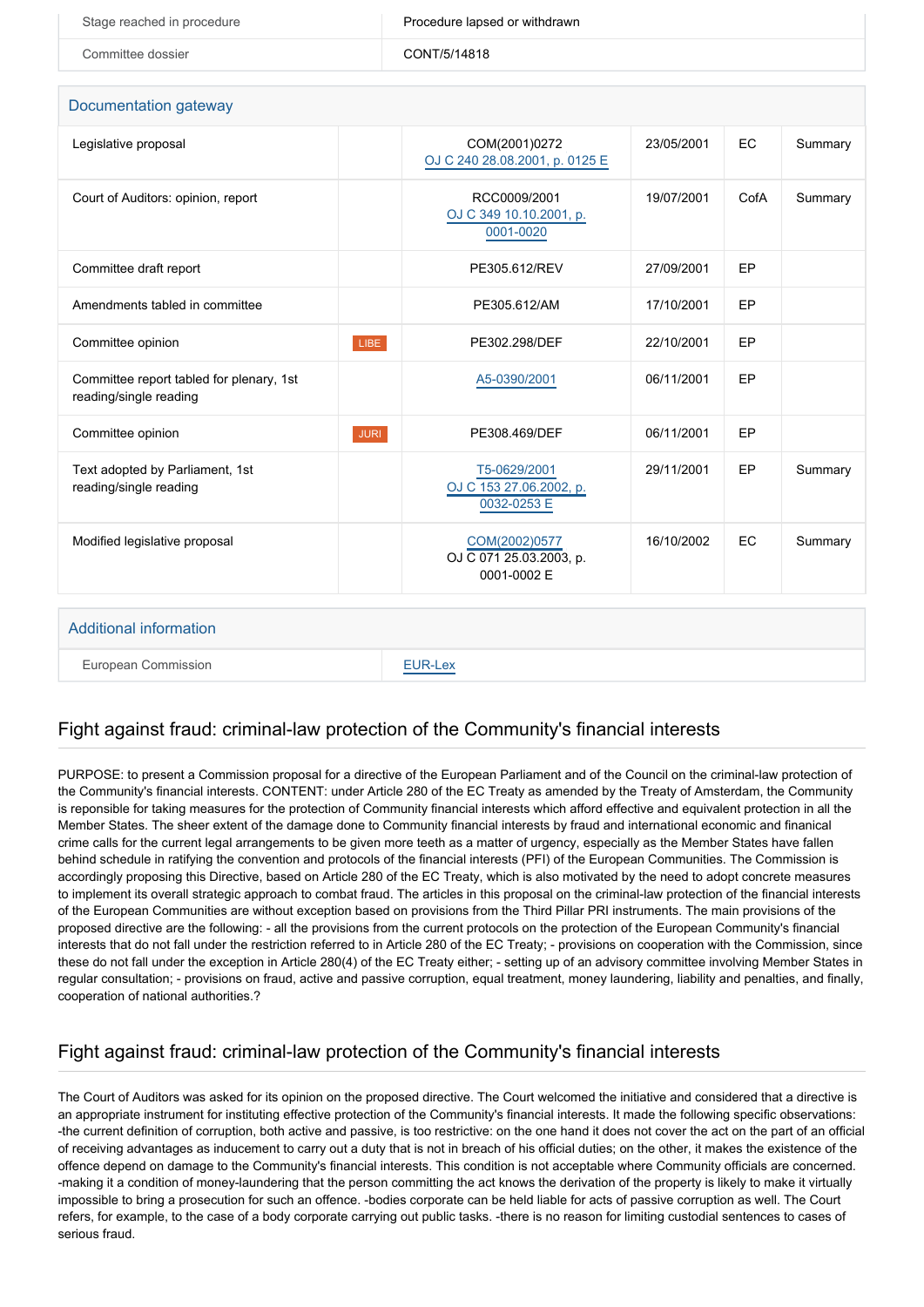| | |
|---|---|
| Stage reached in procedure | Procedure lapsed or withdrawn |
| Committee dossier | CONT/5/14818 |

## Documentation gateway

| | | | | | |
|---|---|---|---|---|---|
| Legislative proposal | | COM(2001)0272 OJ C 240 28.08.2001, p. 0125 E | 23/05/2001 | EC | Summary |
| Court of Auditors: opinion, report | | RCC0009/2001 OJ C 349 10.10.2001, p. 0001-0020 | 19/07/2001 | CofA | Summary |
| Committee draft report | | PE305.612/REV | 27/09/2001 | EP | |
| Amendments tabled in committee | | PE305.612/AM | 17/10/2001 | EP | |
| Committee opinion | LIBE | PE302.298/DEF | 22/10/2001 | EP | |
| Committee report tabled for plenary, 1st reading/single reading | | A5-0390/2001 | 06/11/2001 | EP | |
| Committee opinion | JURI | PE308.469/DEF | 06/11/2001 | EP | |
| Text adopted by Parliament, 1st reading/single reading | | T5-0629/2001 OJ C 153 27.06.2002, p. 0032-0253 E | 29/11/2001 | EP | Summary |
| Modified legislative proposal | | COM(2002)0577 OJ C 071 25.03.2003, p. 0001-0002 E | 16/10/2002 | EC | Summary |

## Additional information

| | |
|---|---|
| European Commission | EUR-Lex |

## Fight against fraud: criminal-law protection of the Community's financial interests

PURPOSE: to present a Commission proposal for a directive of the European Parliament and of the Council on the criminal-law protection of the Community's financial interests. CONTENT: under Article 280 of the EC Treaty as amended by the Treaty of Amsterdam, the Community is reponsible for taking measures for the protection of Community financial interests which afford effective and equivalent protection in all the Member States. The sheer extent of the damage done to Community financial interests by fraud and international economic and finanical crime calls for the current legal arrangements to be given more teeth as a matter of urgency, especially as the Member States have fallen behind schedule in ratifying the convention and protocols of the financial interests (PFI) of the European Communities. The Commission is accordingly proposing this Directive, based on Article 280 of the EC Treaty, which is also motivated by the need to adopt concrete measures to implement its overall strategic approach to combat fraud. The articles in this proposal on the criminal-law protection of the financial interests of the European Communities are without exception based on provisions from the Third Pillar PRI instruments. The main provisions of the proposed directive are the following: - all the provisions from the current protocols on the protection of the European Community's financial interests that do not fall under the restriction referred to in Article 280 of the EC Treaty; - provisions on cooperation with the Commission, since these do not fall under the exception in Article 280(4) of the EC Treaty either; - setting up of an advisory committee involving Member States in regular consultation; - provisions on fraud, active and passive corruption, equal treatment, money laundering, liability and penalties, and finally, cooperation of national authorities.?

## Fight against fraud: criminal-law protection of the Community's financial interests

The Court of Auditors was asked for its opinion on the proposed directive. The Court welcomed the initiative and considered that a directive is an appropriate instrument for instituting effective protection of the Community's financial interests. It made the following specific observations: -the current definition of corruption, both active and passive, is too restrictive: on the one hand it does not cover the act on the part of an official of receiving advantages as inducement to carry out a duty that is not in breach of his official duties; on the other, it makes the existence of the offence depend on damage to the Community's financial interests. This condition is not acceptable where Community officials are concerned. -making it a condition of money-laundering that the person committing the act knows the derivation of the property is likely to make it virtually impossible to bring a prosecution for such an offence. -bodies corporate can be held liable for acts of passive corruption as well. The Court refers, for example, to the case of a body corporate carrying out public tasks. -there is no reason for limiting custodial sentences to cases of serious fraud.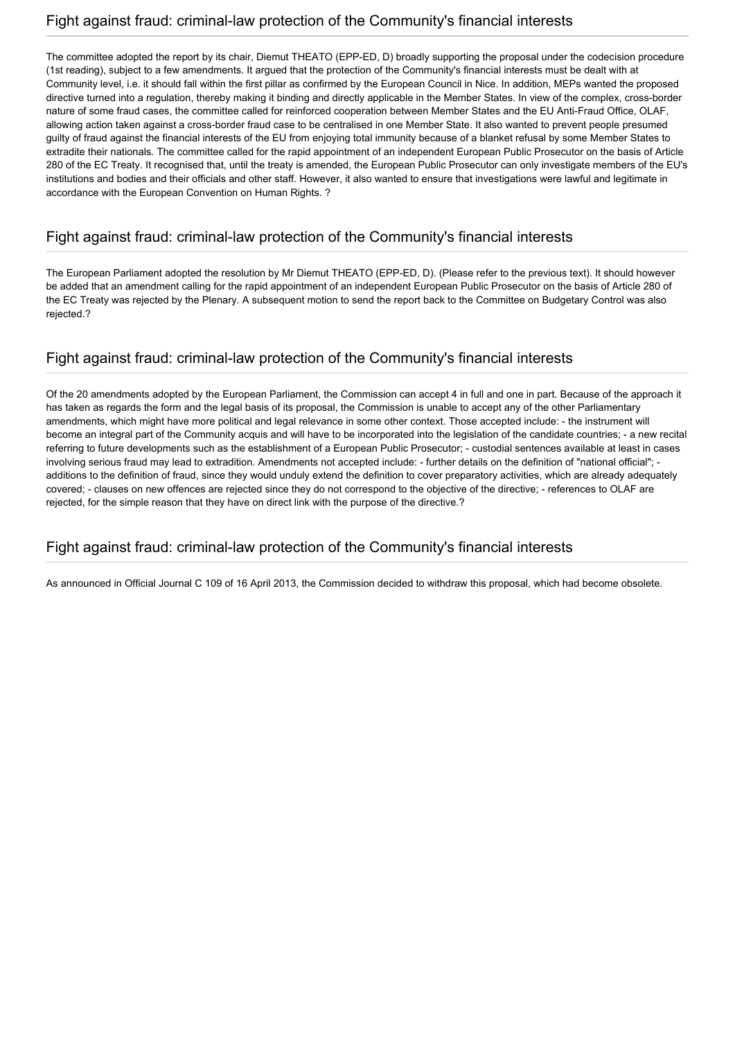## Fight against fraud: criminal-law protection of the Community's financial interests

The committee adopted the report by its chair, Diemut THEATO (EPP-ED, D) broadly supporting the proposal under the codecision procedure (1st reading), subject to a few amendments. It argued that the protection of the Community's financial interests must be dealt with at Community level, i.e. it should fall within the first pillar as confirmed by the European Council in Nice. In addition, MEPs wanted the proposed directive turned into a regulation, thereby making it binding and directly applicable in the Member States. In view of the complex, cross-border nature of some fraud cases, the committee called for reinforced cooperation between Member States and the EU Anti-Fraud Office, OLAF, allowing action taken against a cross-border fraud case to be centralised in one Member State. It also wanted to prevent people presumed guilty of fraud against the financial interests of the EU from enjoying total immunity because of a blanket refusal by some Member States to extradite their nationals. The committee called for the rapid appointment of an independent European Public Prosecutor on the basis of Article 280 of the EC Treaty. It recognised that, until the treaty is amended, the European Public Prosecutor can only investigate members of the EU's institutions and bodies and their officials and other staff. However, it also wanted to ensure that investigations were lawful and legitimate in accordance with the European Convention on Human Rights. ?

## Fight against fraud: criminal-law protection of the Community's financial interests

The European Parliament adopted the resolution by Mr Diemut THEATO (EPP-ED, D). (Please refer to the previous text). It should however be added that an amendment calling for the rapid appointment of an independent European Public Prosecutor on the basis of Article 280 of the EC Treaty was rejected by the Plenary. A subsequent motion to send the report back to the Committee on Budgetary Control was also rejected.?

## Fight against fraud: criminal-law protection of the Community's financial interests

Of the 20 amendments adopted by the European Parliament, the Commission can accept 4 in full and one in part. Because of the approach it has taken as regards the form and the legal basis of its proposal, the Commission is unable to accept any of the other Parliamentary amendments, which might have more political and legal relevance in some other context. Those accepted include: - the instrument will become an integral part of the Community acquis and will have to be incorporated into the legislation of the candidate countries; - a new recital referring to future developments such as the establishment of a European Public Prosecutor; - custodial sentences available at least in cases involving serious fraud may lead to extradition. Amendments not accepted include: - further details on the definition of "national official"; - additions to the definition of fraud, since they would unduly extend the definition to cover preparatory activities, which are already adequately covered; - clauses on new offences are rejected since they do not correspond to the objective of the directive; - references to OLAF are rejected, for the simple reason that they have on direct link with the purpose of the directive.?

## Fight against fraud: criminal-law protection of the Community's financial interests

As announced in Official Journal C 109 of 16 April 2013, the Commission decided to withdraw this proposal, which had become obsolete.